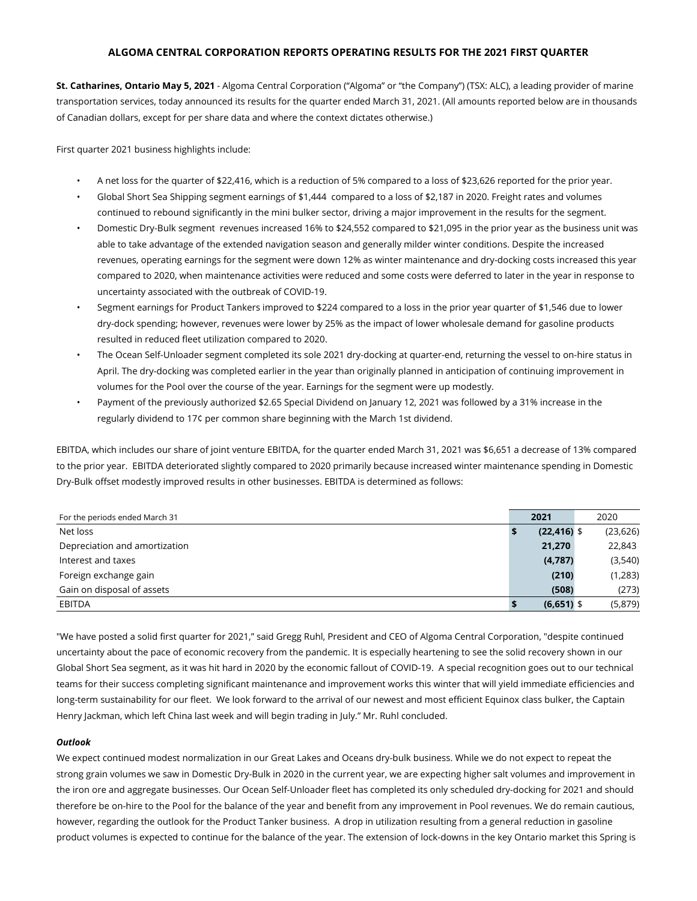**ALGOMA CENTRAL CORPORATION REPORTS OPERATING RESULTS FOR THE 2021 FIRST QUARTER**

**St. Catharines, Ontario May 5, 2021** - Algoma Central Corporation ("Algoma" or "the Company") (TSX: ALC), a leading provider of marine transportation services, today announced its results for the quarter ended March 31, 2021. (All amounts reported below are in thousands of Canadian dollars, except for per share data and where the context dictates otherwise.)

First quarter 2021 business highlights include:

- A net loss for the quarter of $22,416, which is a reduction of 5% compared to a loss of $23,626 reported for the prior year.
- Global Short Sea Shipping segment earnings of $1,444 compared to a loss of $2,187 in 2020. Freight rates and volumes continued to rebound significantly in the mini bulker sector, driving a major improvement in the results for the segment.
- Domestic Dry-Bulk segment revenues increased 16% to $24,552 compared to $21,095 in the prior year as the business unit was able to take advantage of the extended navigation season and generally milder winter conditions. Despite the increased revenues, operating earnings for the segment were down 12% as winter maintenance and dry-docking costs increased this year compared to 2020, when maintenance activities were reduced and some costs were deferred to later in the year in response to uncertainty associated with the outbreak of COVID-19.
- Segment earnings for Product Tankers improved to $224 compared to a loss in the prior year quarter of $1,546 due to lower dry-dock spending; however, revenues were lower by 25% as the impact of lower wholesale demand for gasoline products resulted in reduced fleet utilization compared to 2020.
- The Ocean Self-Unloader segment completed its sole 2021 dry-docking at quarter-end, returning the vessel to on-hire status in April. The dry-docking was completed earlier in the year than originally planned in anticipation of continuing improvement in volumes for the Pool over the course of the year. Earnings for the segment were up modestly.
- Payment of the previously authorized $2.65 Special Dividend on January 12, 2021 was followed by a 31% increase in the regularly dividend to 17¢ per common share beginning with the March 1st dividend.

EBITDA, which includes our share of joint venture EBITDA, for the quarter ended March 31, 2021 was $6,651 a decrease of 13% compared to the prior year. EBITDA deteriorated slightly compared to 2020 primarily because increased winter maintenance spending in Domestic Dry-Bulk offset modestly improved results in other businesses. EBITDA is determined as follows:

| For the periods ended March 31 | 2021 | 2020 |
|---|---|---|
| Net loss | $ **(22,416)** | $ (23,626) |
| Depreciation and amortization | **21,270** | 22,843 |
| Interest and taxes | **(4,787)** | (3,540) |
| Foreign exchange gain | **(210)** | (1,283) |
| Gain on disposal of assets | **(508)** | (273) |
| EBITDA | $ **(6,651)** | $ (5,879) |

"We have posted a solid first quarter for 2021," said Gregg Ruhl, President and CEO of Algoma Central Corporation, "despite continued uncertainty about the pace of economic recovery from the pandemic. It is especially heartening to see the solid recovery shown in our Global Short Sea segment, as it was hit hard in 2020 by the economic fallout of COVID-19. A special recognition goes out to our technical teams for their success completing significant maintenance and improvement works this winter that will yield immediate efficiencies and long-term sustainability for our fleet. We look forward to the arrival of our newest and most efficient Equinox class bulker, the Captain Henry Jackman, which left China last week and will begin trading in July." Mr. Ruhl concluded.

***Outlook***

We expect continued modest normalization in our Great Lakes and Oceans dry-bulk business. While we do not expect to repeat the strong grain volumes we saw in Domestic Dry-Bulk in 2020 in the current year, we are expecting higher salt volumes and improvement in the iron ore and aggregate businesses. Our Ocean Self-Unloader fleet has completed its only scheduled dry-docking for 2021 and should therefore be on-hire to the Pool for the balance of the year and benefit from any improvement in Pool revenues. We do remain cautious, however, regarding the outlook for the Product Tanker business. A drop in utilization resulting from a general reduction in gasoline product volumes is expected to continue for the balance of the year. The extension of lock-downs in the key Ontario market this Spring is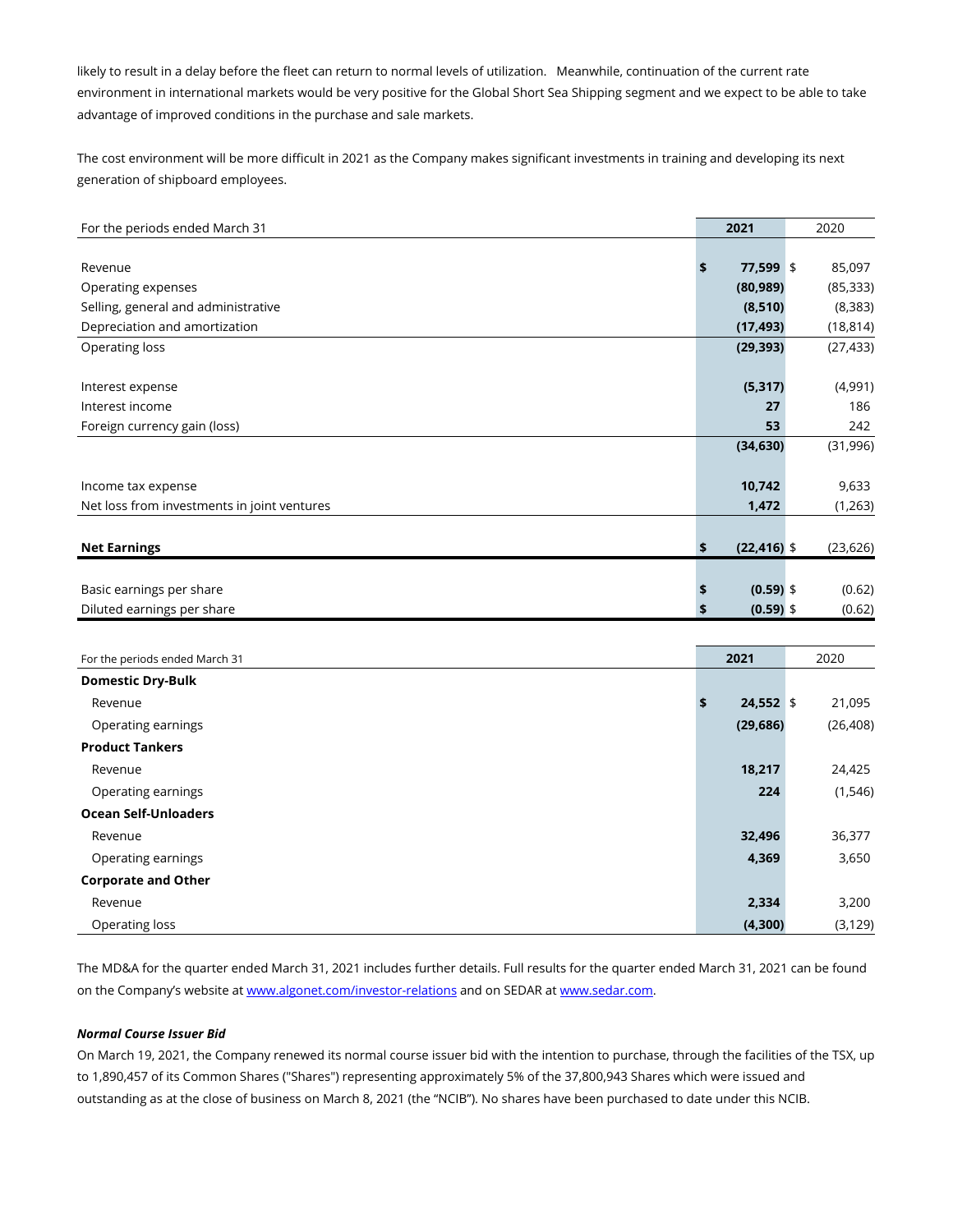likely to result in a delay before the fleet can return to normal levels of utilization. Meanwhile, continuation of the current rate environment in international markets would be very positive for the Global Short Sea Shipping segment and we expect to be able to take advantage of improved conditions in the purchase and sale markets.

The cost environment will be more difficult in 2021 as the Company makes significant investments in training and developing its next generation of shipboard employees.

| For the periods ended March 31 | 2021 | 2020 |
|---|---|---|
| Revenue | $ 77,599 | $ 85,097 |
| Operating expenses | (80,989) | (85,333) |
| Selling, general and administrative | (8,510) | (8,383) |
| Depreciation and amortization | (17,493) | (18,814) |
| Operating loss | (29,393) | (27,433) |
| Interest expense | (5,317) | (4,991) |
| Interest income | 27 | 186 |
| Foreign currency gain (loss) | 53 | 242 |
| | (34,630) | (31,996) |
| Income tax expense | 10,742 | 9,633 |
| Net loss from investments in joint ventures | 1,472 | (1,263) |
| **Net Earnings** | $ (22,416) | $ (23,626) |
| Basic earnings per share | $ (0.59) | $ (0.62) |
| Diluted earnings per share | $ (0.59) | $ (0.62) |

| For the periods ended March 31 | 2021 | 2020 |
|---|---|---|
| **Domestic Dry-Bulk** | | |
| Revenue | $ 24,552 | $ 21,095 |
| Operating earnings | (29,686) | (26,408) |
| **Product Tankers** | | |
| Revenue | 18,217 | 24,425 |
| Operating earnings | 224 | (1,546) |
| **Ocean Self-Unloaders** | | |
| Revenue | 32,496 | 36,377 |
| Operating earnings | 4,369 | 3,650 |
| **Corporate and Other** | | |
| Revenue | 2,334 | 3,200 |
| Operating loss | (4,300) | (3,129) |

The MD&A for the quarter ended March 31, 2021 includes further details. Full results for the quarter ended March 31, 2021 can be found on the Company's website at www.algonet.com/investor-relations and on SEDAR at www.sedar.com.

***Normal Course Issuer Bid***

On March 19, 2021, the Company renewed its normal course issuer bid with the intention to purchase, through the facilities of the TSX, up to 1,890,457 of its Common Shares ("Shares") representing approximately 5% of the 37,800,943 Shares which were issued and outstanding as at the close of business on March 8, 2021 (the "NCIB"). No shares have been purchased to date under this NCIB.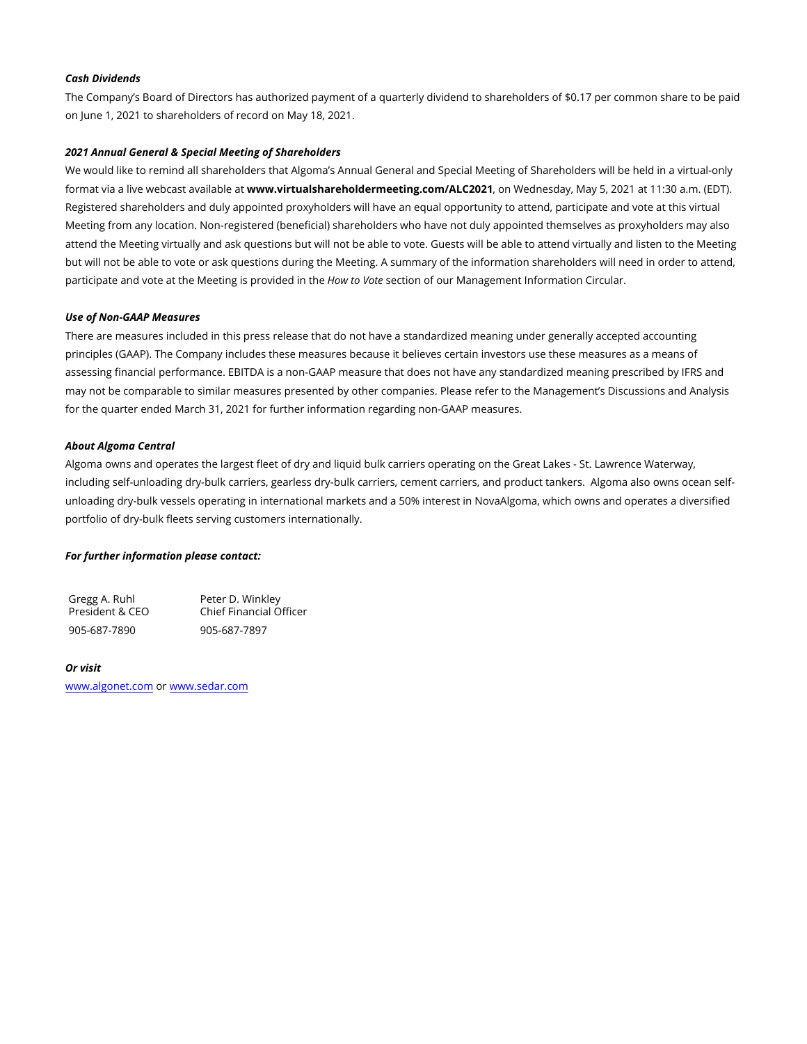***Cash Dividends***

The Company's Board of Directors has authorized payment of a quarterly dividend to shareholders of $0.17 per common share to be paid on June 1, 2021 to shareholders of record on May 18, 2021.

***2021 Annual General & Special Meeting of Shareholders***

We would like to remind all shareholders that Algoma's Annual General and Special Meeting of Shareholders will be held in a virtual-only format via a live webcast available at **www.virtualshareholdermeeting.com/ALC2021**, on Wednesday, May 5, 2021 at 11:30 a.m. (EDT). Registered shareholders and duly appointed proxyholders will have an equal opportunity to attend, participate and vote at this virtual Meeting from any location. Non-registered (beneficial) shareholders who have not duly appointed themselves as proxyholders may also attend the Meeting virtually and ask questions but will not be able to vote. Guests will be able to attend virtually and listen to the Meeting but will not be able to vote or ask questions during the Meeting. A summary of the information shareholders will need in order to attend, participate and vote at the Meeting is provided in the *How to Vote* section of our Management Information Circular.

***Use of Non-GAAP Measures***

There are measures included in this press release that do not have a standardized meaning under generally accepted accounting principles (GAAP). The Company includes these measures because it believes certain investors use these measures as a means of assessing financial performance. EBITDA is a non-GAAP measure that does not have any standardized meaning prescribed by IFRS and may not be comparable to similar measures presented by other companies. Please refer to the Management's Discussions and Analysis for the quarter ended March 31, 2021 for further information regarding non-GAAP measures.

***About Algoma Central***

Algoma owns and operates the largest fleet of dry and liquid bulk carriers operating on the Great Lakes - St. Lawrence Waterway, including self-unloading dry-bulk carriers, gearless dry-bulk carriers, cement carriers, and product tankers. Algoma also owns ocean self-unloading dry-bulk vessels operating in international markets and a 50% interest in NovaAlgoma, which owns and operates a diversified portfolio of dry-bulk fleets serving customers internationally.

***For further information please contact:***

| | |
|---|---|
| Gregg A. Ruhl<br>President & CEO | Peter D. Winkley<br>Chief Financial Officer |
| 905-687-7890 | 905-687-7897 |

***Or visit***

www.algonet.com or www.sedar.com